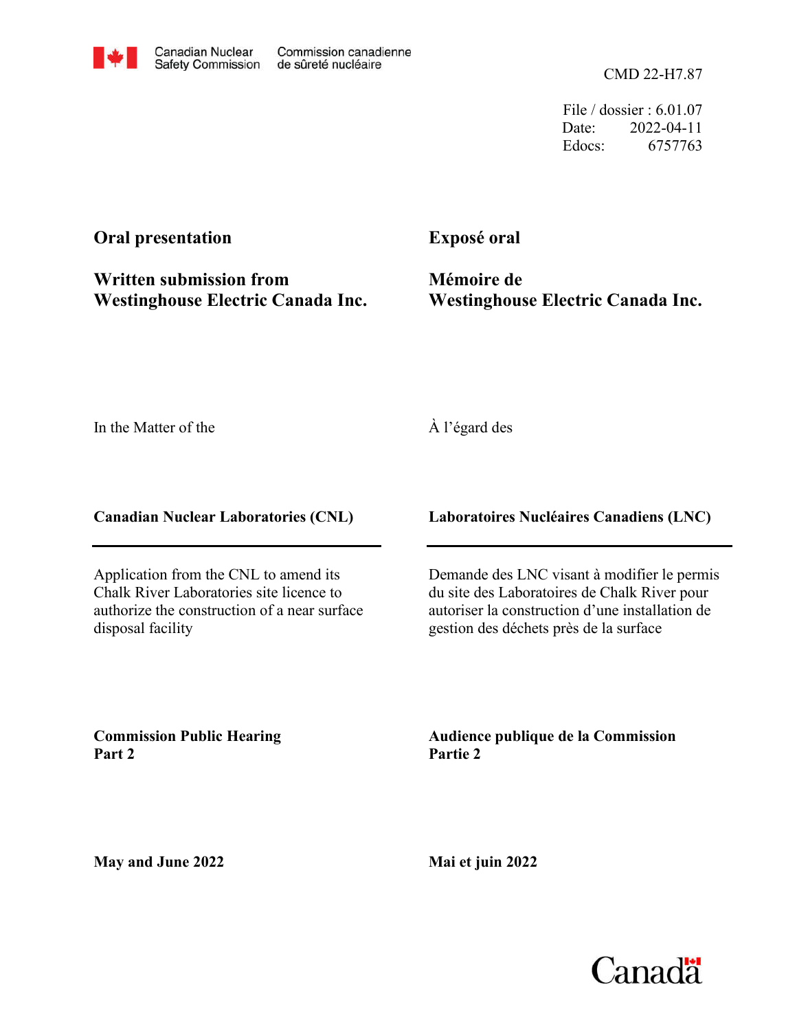Canadian Nuclear Safety Commission | Commission canadienne de sûreté nucléaire

CMD 22-H7.87

File / dossier : 6.01.07
Date: 2022-04-11
Edocs: 6757763

**Oral presentation**

**Written submission from Westinghouse Electric Canada Inc.**

**Exposé oral**

**Mémoire de Westinghouse Electric Canada Inc.**

In the Matter of the

À l'égard des

**Canadian Nuclear Laboratories (CNL)**

**Laboratoires Nucléaires Canadiens (LNC)**

Application from the CNL to amend its Chalk River Laboratories site licence to authorize the construction of a near surface disposal facility

Demande des LNC visant à modifier le permis du site des Laboratoires de Chalk River pour autoriser la construction d'une installation de gestion des déchets près de la surface

**Commission Public Hearing Part 2**

**Audience publique de la Commission Partie 2**

**May and June 2022**

**Mai et juin 2022**

Canada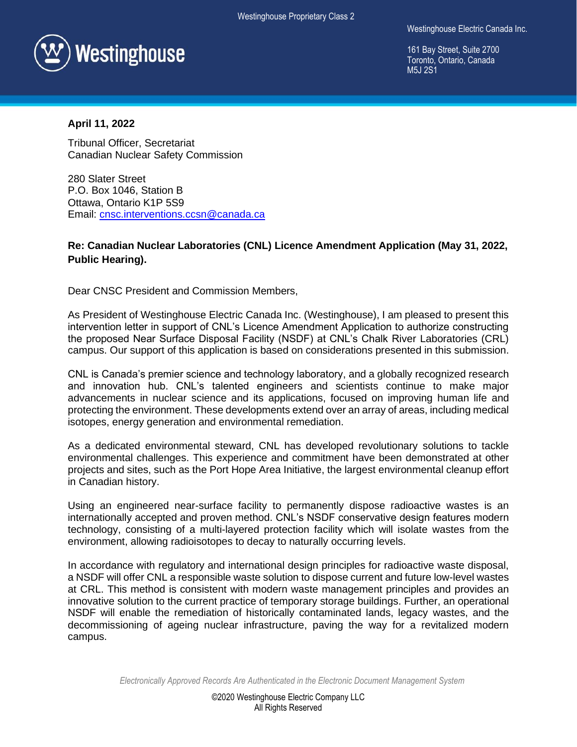**April 11, 2022**

Tribunal Officer, Secretariat
Canadian Nuclear Safety Commission

280 Slater Street
P.O. Box 1046, Station B
Ottawa, Ontario K1P 5S9
Email: cnsc.interventions.ccsn@canada.ca

**Re: Canadian Nuclear Laboratories (CNL) Licence Amendment Application (May 31, 2022, Public Hearing).**

Dear CNSC President and Commission Members,

As President of Westinghouse Electric Canada Inc. (Westinghouse), I am pleased to present this intervention letter in support of CNL's Licence Amendment Application to authorize constructing the proposed Near Surface Disposal Facility (NSDF) at CNL's Chalk River Laboratories (CRL) campus. Our support of this application is based on considerations presented in this submission.

CNL is Canada's premier science and technology laboratory, and a globally recognized research and innovation hub. CNL's talented engineers and scientists continue to make major advancements in nuclear science and its applications, focused on improving human life and protecting the environment. These developments extend over an array of areas, including medical isotopes, energy generation and environmental remediation.

As a dedicated environmental steward, CNL has developed revolutionary solutions to tackle environmental challenges. This experience and commitment have been demonstrated at other projects and sites, such as the Port Hope Area Initiative, the largest environmental cleanup effort in Canadian history.

Using an engineered near-surface facility to permanently dispose radioactive wastes is an internationally accepted and proven method. CNL's NSDF conservative design features modern technology, consisting of a multi-layered protection facility which will isolate wastes from the environment, allowing radioisotopes to decay to naturally occurring levels.

In accordance with regulatory and international design principles for radioactive waste disposal, a NSDF will offer CNL a responsible waste solution to dispose current and future low-level wastes at CRL. This method is consistent with modern waste management principles and provides an innovative solution to the current practice of temporary storage buildings. Further, an operational NSDF will enable the remediation of historically contaminated lands, legacy wastes, and the decommissioning of ageing nuclear infrastructure, paving the way for a revitalized modern campus.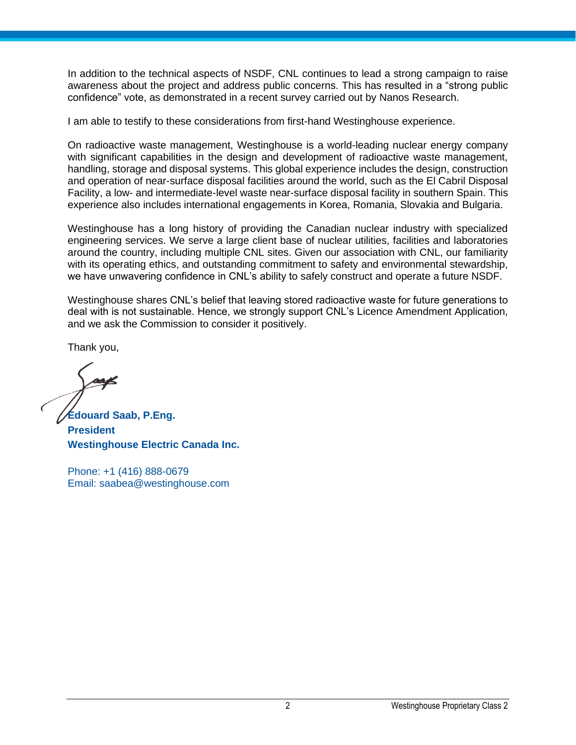In addition to the technical aspects of NSDF, CNL continues to lead a strong campaign to raise awareness about the project and address public concerns. This has resulted in a “strong public confidence” vote, as demonstrated in a recent survey carried out by Nanos Research.

I am able to testify to these considerations from first-hand Westinghouse experience.

On radioactive waste management, Westinghouse is a world-leading nuclear energy company with significant capabilities in the design and development of radioactive waste management, handling, storage and disposal systems. This global experience includes the design, construction and operation of near-surface disposal facilities around the world, such as the El Cabril Disposal Facility, a low- and intermediate-level waste near-surface disposal facility in southern Spain. This experience also includes international engagements in Korea, Romania, Slovakia and Bulgaria.

Westinghouse has a long history of providing the Canadian nuclear industry with specialized engineering services. We serve a large client base of nuclear utilities, facilities and laboratories around the country, including multiple CNL sites. Given our association with CNL, our familiarity with its operating ethics, and outstanding commitment to safety and environmental stewardship, we have unwavering confidence in CNL’s ability to safely construct and operate a future NSDF.

Westinghouse shares CNL’s belief that leaving stored radioactive waste for future generations to deal with is not sustainable. Hence, we strongly support CNL’s Licence Amendment Application, and we ask the Commission to consider it positively.

Thank you,

**Édouard Saab, P.Eng.**
**President**
**Westinghouse Electric Canada Inc.**

Phone: +1 (416) 888-0679
Email: saabea@westinghouse.com

Westinghouse Proprietary Class 2